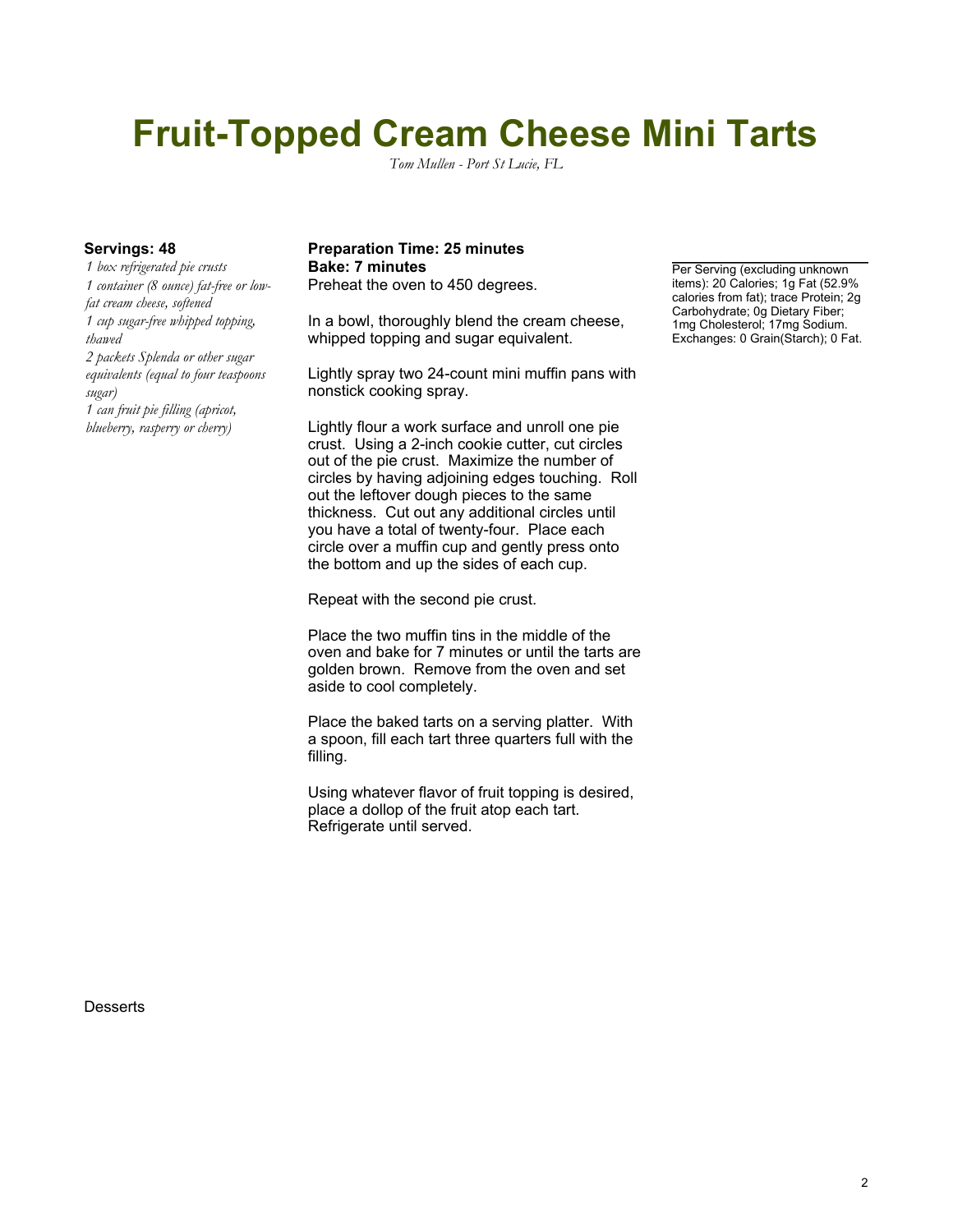# Fruit-Topped Cream Cheese Mini Tarts

*Tom Mullen - Port St Lucie, FL*

**Servings: 48**

*1 box refrigerated pie crusts*
*1 container (8 ounce) fat-free or low-fat cream cheese, softened*
*1 cup sugar-free whipped topping, thawed*
*2 packets Splenda or other sugar equivalents (equal to four teaspoons sugar)*
*1 can fruit pie filling (apricot, blueberry, rasperry or cherry)*

**Preparation Time: 25 minutes**
**Bake: 7 minutes**

Preheat the oven to 450 degrees.

In a bowl, thoroughly blend the cream cheese, whipped topping and sugar equivalent.

Lightly spray two 24-count mini muffin pans with nonstick cooking spray.

Lightly flour a work surface and unroll one pie crust. Using a 2-inch cookie cutter, cut circles out of the pie crust. Maximize the number of circles by having adjoining edges touching. Roll out the leftover dough pieces to the same thickness. Cut out any additional circles until you have a total of twenty-four. Place each circle over a muffin cup and gently press onto the bottom and up the sides of each cup.

Repeat with the second pie crust.

Place the two muffin tins in the middle of the oven and bake for 7 minutes or until the tarts are golden brown. Remove from the oven and set aside to cool completely.

Place the baked tarts on a serving platter. With a spoon, fill each tart three quarters full with the filling.

Using whatever flavor of fruit topping is desired, place a dollop of the fruit atop each tart. Refrigerate until served.

Per Serving (excluding unknown items): 20 Calories; 1g Fat (52.9% calories from fat); trace Protein; 2g Carbohydrate; 0g Dietary Fiber; 1mg Cholesterol; 17mg Sodium. Exchanges: 0 Grain(Starch); 0 Fat.

Desserts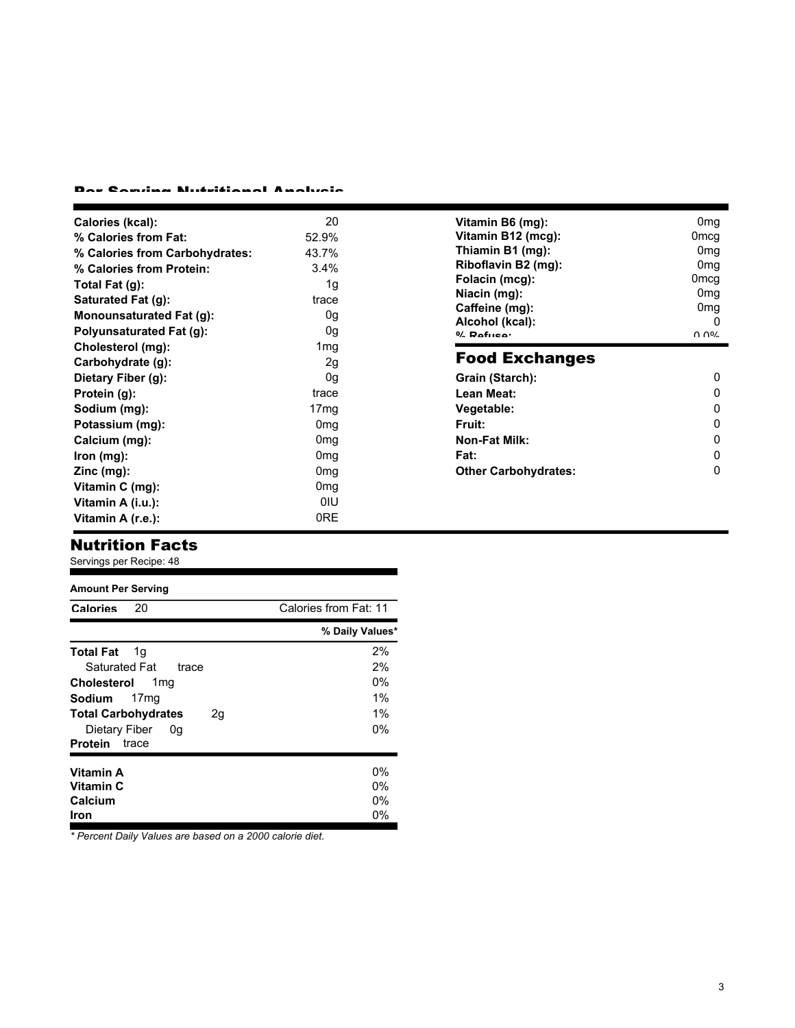## Per Serving Nutritional Analysis

| | |
|---|---|
| **Calories (kcal):** | 20 |
| **% Calories from Fat:** | 52.9% |
| **% Calories from Carbohydrates:** | 43.7% |
| **% Calories from Protein:** | 3.4% |
| **Total Fat (g):** | 1g |
| **Saturated Fat (g):** | trace |
| **Monounsaturated Fat (g):** | 0g |
| **Polyunsaturated Fat (g):** | 0g |
| **Cholesterol (mg):** | 1mg |
| **Carbohydrate (g):** | 2g |
| **Dietary Fiber (g):** | 0g |
| **Protein (g):** | trace |
| **Sodium (mg):** | 17mg |
| **Potassium (mg):** | 0mg |
| **Calcium (mg):** | 0mg |
| **Iron (mg):** | 0mg |
| **Zinc (mg):** | 0mg |
| **Vitamin C (mg):** | 0mg |
| **Vitamin A (i.u.):** | 0IU |
| **Vitamin A (r.e.):** | 0RE |
| **Vitamin B6 (mg):** | 0mg |
| **Vitamin B12 (mcg):** | 0mcg |
| **Thiamin B1 (mg):** | 0mg |
| **Riboflavin B2 (mg):** | 0mg |
| **Folacin (mcg):** | 0mcg |
| **Niacin (mg):** | 0mg |
| **Caffeine (mg):** | 0mg |
| **Alcohol (kcal):** | 0 |
| **% Refuse:** | 0.0% |

## Food Exchanges

| | |
|---|---|
| **Grain (Starch):** | 0 |
| **Lean Meat:** | 0 |
| **Vegetable:** | 0 |
| **Fruit:** | 0 |
| **Non-Fat Milk:** | 0 |
| **Fat:** | 0 |
| **Other Carbohydrates:** | 0 |

## Nutrition Facts

Servings per Recipe: 48

**Amount Per Serving**

| | |
|---|---|
| **Calories** 20 | Calories from Fat: 11 |
| | **% Daily Values*** |
| **Total Fat** 1g | 2% |
| Saturated Fat trace | 2% |
| **Cholesterol** 1mg | 0% |
| **Sodium** 17mg | 1% |
| **Total Carbohydrates** 2g | 1% |
| Dietary Fiber 0g | 0% |
| **Protein** trace | |
| **Vitamin A** | 0% |
| **Vitamin C** | 0% |
| **Calcium** | 0% |
| **Iron** | 0% |

*\* Percent Daily Values are based on a 2000 calorie diet.*